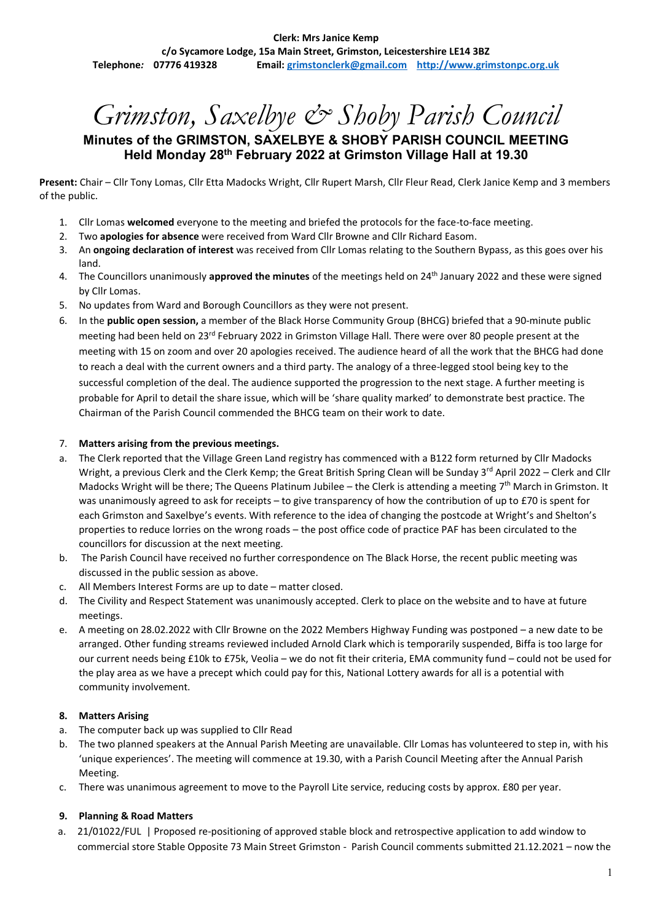**Clerk: Mrs Janice Kemp**
**c/o Sycamore Lodge, 15a Main Street, Grimston, Leicestershire LE14 3BZ**
**Telephone:** 07776 419328 **Email:** grimstonclerk@gmail.com http://www.grimstonpc.org.uk

# *Grimston, Saxelbye & Shoby Parish Council*

## Minutes of the GRIMSTON, SAXELBYE & SHOBY PARISH COUNCIL MEETING Held Monday 28th February 2022 at Grimston Village Hall at 19.30

**Present:** Chair – Cllr Tony Lomas, Cllr Etta Madocks Wright, Cllr Rupert Marsh, Cllr Fleur Read, Clerk Janice Kemp and 3 members of the public.

1. Cllr Lomas **welcomed** everyone to the meeting and briefed the protocols for the face-to-face meeting.
2. Two **apologies for absence** were received from Ward Cllr Browne and Cllr Richard Easom.
3. An **ongoing declaration of interest** was received from Cllr Lomas relating to the Southern Bypass, as this goes over his land.
4. The Councillors unanimously **approved the minutes** of the meetings held on 24th January 2022 and these were signed by Cllr Lomas.
5. No updates from Ward and Borough Councillors as they were not present.
6. In the **public open session,** a member of the Black Horse Community Group (BHCG) briefed that a 90-minute public meeting had been held on 23rd February 2022 in Grimston Village Hall. There were over 80 people present at the meeting with 15 on zoom and over 20 apologies received. The audience heard of all the work that the BHCG had done to reach a deal with the current owners and a third party. The analogy of a three-legged stool being key to the successful completion of the deal. The audience supported the progression to the next stage. A further meeting is probable for April to detail the share issue, which will be 'share quality marked' to demonstrate best practice. The Chairman of the Parish Council commended the BHCG team on their work to date.

### 7. Matters arising from the previous meetings.

a. The Clerk reported that the Village Green Land registry has commenced with a B122 form returned by Cllr Madocks Wright, a previous Clerk and the Clerk Kemp; the Great British Spring Clean will be Sunday 3rd April 2022 – Clerk and Cllr Madocks Wright will be there; The Queens Platinum Jubilee – the Clerk is attending a meeting 7th March in Grimston. It was unanimously agreed to ask for receipts – to give transparency of how the contribution of up to £70 is spent for each Grimston and Saxelbye's events. With reference to the idea of changing the postcode at Wright's and Shelton's properties to reduce lorries on the wrong roads – the post office code of practice PAF has been circulated to the councillors for discussion at the next meeting.
b. The Parish Council have received no further correspondence on The Black Horse, the recent public meeting was discussed in the public session as above.
c. All Members Interest Forms are up to date – matter closed.
d. The Civility and Respect Statement was unanimously accepted. Clerk to place on the website and to have at future meetings.
e. A meeting on 28.02.2022 with Cllr Browne on the 2022 Members Highway Funding was postponed – a new date to be arranged. Other funding streams reviewed included Arnold Clark which is temporarily suspended, Biffa is too large for our current needs being £10k to £75k, Veolia – we do not fit their criteria, EMA community fund – could not be used for the play area as we have a precept which could pay for this, National Lottery awards for all is a potential with community involvement.

### 8. Matters Arising

a. The computer back up was supplied to Cllr Read
b. The two planned speakers at the Annual Parish Meeting are unavailable. Cllr Lomas has volunteered to step in, with his 'unique experiences'. The meeting will commence at 19.30, with a Parish Council Meeting after the Annual Parish Meeting.
c. There was unanimous agreement to move to the Payroll Lite service, reducing costs by approx. £80 per year.

### 9. Planning & Road Matters

a. 21/01022/FUL | Proposed re-positioning of approved stable block and retrospective application to add window to commercial store Stable Opposite 73 Main Street Grimston - Parish Council comments submitted 21.12.2021 – now the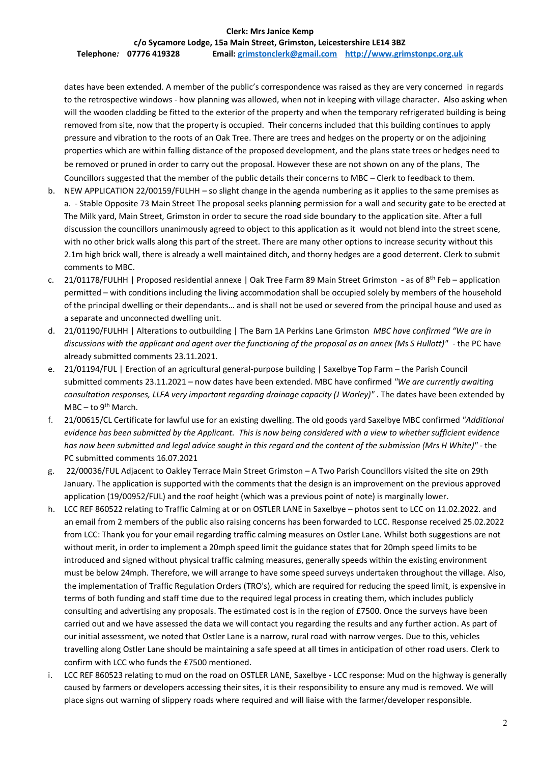dates have been extended. A member of the public's correspondence was raised as they are very concerned in regards to the retrospective windows - how planning was allowed, when not in keeping with village character. Also asking when will the wooden cladding be fitted to the exterior of the property and when the temporary refrigerated building is being removed from site, now that the property is occupied. Their concerns included that this building continues to apply pressure and vibration to the roots of an Oak Tree. There are trees and hedges on the property or on the adjoining properties which are within falling distance of the proposed development, and the plans state trees or hedges need to be removed or pruned in order to carry out the proposal. However these are not shown on any of the plans. The Councillors suggested that the member of the public details their concerns to MBC – Clerk to feedback to them.

b. NEW APPLICATION 22/00159/FULHH – so slight change in the agenda numbering as it applies to the same premises as a. - Stable Opposite 73 Main Street The proposal seeks planning permission for a wall and security gate to be erected at The Milk yard, Main Street, Grimston in order to secure the road side boundary to the application site. After a full discussion the councillors unanimously agreed to object to this application as it would not blend into the street scene, with no other brick walls along this part of the street. There are many other options to increase security without this 2.1m high brick wall, there is already a well maintained ditch, and thorny hedges are a good deterrent. Clerk to submit comments to MBC.

c. 21/01178/FULHH | Proposed residential annexe | Oak Tree Farm 89 Main Street Grimston - as of 8th Feb – application permitted – with conditions including the living accommodation shall be occupied solely by members of the household of the principal dwelling or their dependants… and is shall not be used or severed from the principal house and used as a separate and unconnected dwelling unit.

d. 21/01190/FULHH | Alterations to outbuilding | The Barn 1A Perkins Lane Grimston *MBC have confirmed "We are in discussions with the applicant and agent over the functioning of the proposal as an annex (Ms S Hullott)"* - the PC have already submitted comments 23.11.2021.

e. 21/01194/FUL | Erection of an agricultural general-purpose building | Saxelbye Top Farm – the Parish Council submitted comments 23.11.2021 – now dates have been extended. MBC have confirmed *"We are currently awaiting consultation responses, LLFA very important regarding drainage capacity (J Worley)"* . The dates have been extended by MBC – to 9th March.

f. 21/00615/CL Certificate for lawful use for an existing dwelling. The old goods yard Saxelbye MBC confirmed *"Additional evidence has been submitted by the Applicant. This is now being considered with a view to whether sufficient evidence has now been submitted and legal advice sought in this regard and the content of the submission (Mrs H White)"* - the PC submitted comments 16.07.2021

g. 22/00036/FUL Adjacent to Oakley Terrace Main Street Grimston – A Two Parish Councillors visited the site on 29th January. The application is supported with the comments that the design is an improvement on the previous approved application (19/00952/FUL) and the roof height (which was a previous point of note) is marginally lower.

h. LCC REF 860522 relating to Traffic Calming at or on OSTLER LANE in Saxelbye – photos sent to LCC on 11.02.2022. and an email from 2 members of the public also raising concerns has been forwarded to LCC. Response received 25.02.2022 from LCC: Thank you for your email regarding traffic calming measures on Ostler Lane. Whilst both suggestions are not without merit, in order to implement a 20mph speed limit the guidance states that for 20mph speed limits to be introduced and signed without physical traffic calming measures, generally speeds within the existing environment must be below 24mph. Therefore, we will arrange to have some speed surveys undertaken throughout the village. Also, the implementation of Traffic Regulation Orders (TRO's), which are required for reducing the speed limit, is expensive in terms of both funding and staff time due to the required legal process in creating them, which includes publicly consulting and advertising any proposals. The estimated cost is in the region of £7500. Once the surveys have been carried out and we have assessed the data we will contact you regarding the results and any further action. As part of our initial assessment, we noted that Ostler Lane is a narrow, rural road with narrow verges. Due to this, vehicles travelling along Ostler Lane should be maintaining a safe speed at all times in anticipation of other road users. Clerk to confirm with LCC who funds the £7500 mentioned.

i. LCC REF 860523 relating to mud on the road on OSTLER LANE, Saxelbye - LCC response: Mud on the highway is generally caused by farmers or developers accessing their sites, it is their responsibility to ensure any mud is removed. We will place signs out warning of slippery roads where required and will liaise with the farmer/developer responsible.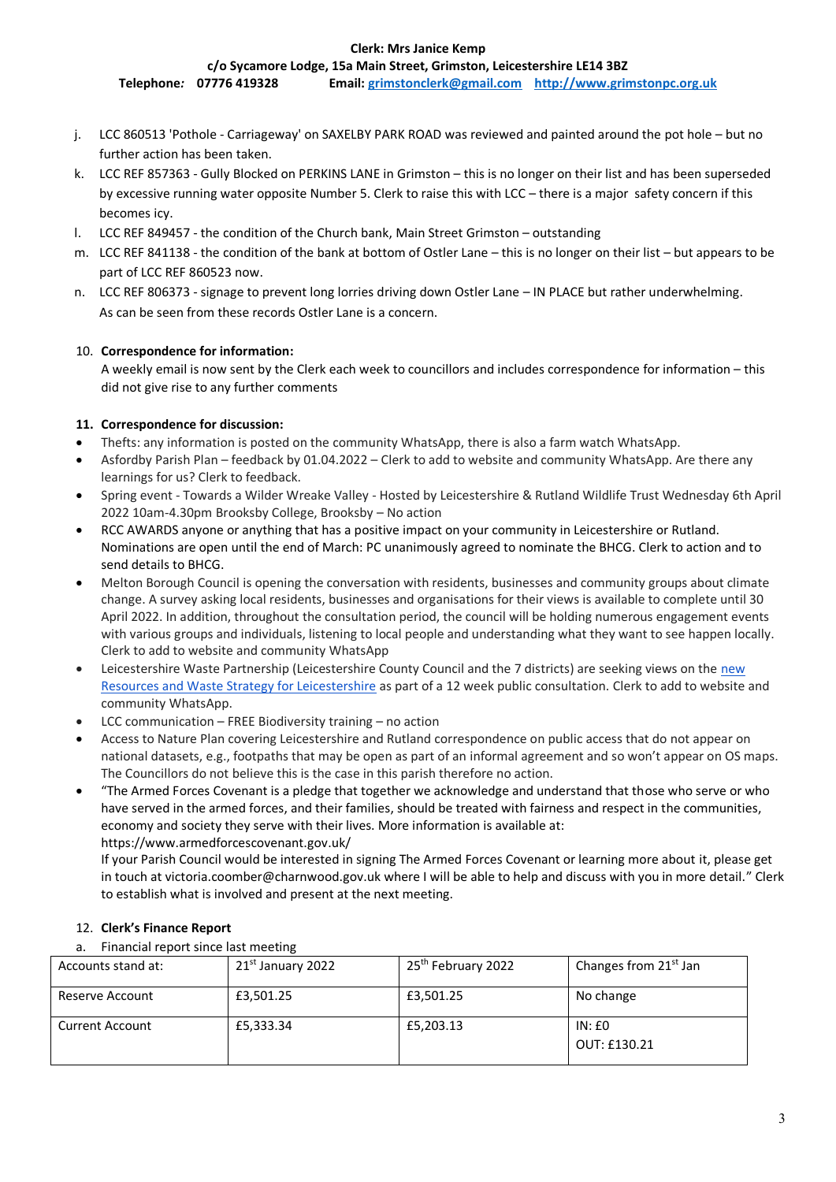j. LCC 860513 'Pothole - Carriageway' on SAXELBY PARK ROAD was reviewed and painted around the pot hole – but no further action has been taken.
k. LCC REF 857363 - Gully Blocked on PERKINS LANE in Grimston – this is no longer on their list and has been superseded by excessive running water opposite Number 5. Clerk to raise this with LCC – there is a major safety concern if this becomes icy.
l. LCC REF 849457 - the condition of the Church bank, Main Street Grimston – outstanding
m. LCC REF 841138 - the condition of the bank at bottom of Ostler Lane – this is no longer on their list – but appears to be part of LCC REF 860523 now.
n. LCC REF 806373 - signage to prevent long lorries driving down Ostler Lane – IN PLACE but rather underwhelming. As can be seen from these records Ostler Lane is a concern.

10. **Correspondence for information:**
A weekly email is now sent by the Clerk each week to councillors and includes correspondence for information – this did not give rise to any further comments

11. **Correspondence for discussion:**

- Thefts: any information is posted on the community WhatsApp, there is also a farm watch WhatsApp.
- Asfordby Parish Plan – feedback by 01.04.2022 – Clerk to add to website and community WhatsApp. Are there any learnings for us? Clerk to feedback.
- Spring event - Towards a Wilder Wreake Valley - Hosted by Leicestershire & Rutland Wildlife Trust Wednesday 6th April 2022 10am-4.30pm Brooksby College, Brooksby – No action
- RCC AWARDS anyone or anything that has a positive impact on your community in Leicestershire or Rutland. Nominations are open until the end of March: PC unanimously agreed to nominate the BHCG. Clerk to action and to send details to BHCG.
- Melton Borough Council is opening the conversation with residents, businesses and community groups about climate change. A survey asking local residents, businesses and organisations for their views is available to complete until 30 April 2022. In addition, throughout the consultation period, the council will be holding numerous engagement events with various groups and individuals, listening to local people and understanding what they want to see happen locally. Clerk to add to website and community WhatsApp
- Leicestershire Waste Partnership (Leicestershire County Council and the 7 districts) are seeking views on the new Resources and Waste Strategy for Leicestershire as part of a 12 week public consultation. Clerk to add to website and community WhatsApp.
- LCC communication – FREE Biodiversity training – no action
- Access to Nature Plan covering Leicestershire and Rutland correspondence on public access that do not appear on national datasets, e.g., footpaths that may be open as part of an informal agreement and so won't appear on OS maps. The Councillors do not believe this is the case in this parish therefore no action.
- "The Armed Forces Covenant is a pledge that together we acknowledge and understand that those who serve or who have served in the armed forces, and their families, should be treated with fairness and respect in the communities, economy and society they serve with their lives. More information is available at: https://www.armedforcescovenant.gov.uk/
If your Parish Council would be interested in signing The Armed Forces Covenant or learning more about it, please get in touch at victoria.coomber@charnwood.gov.uk where I will be able to help and discuss with you in more detail." Clerk to establish what is involved and present at the next meeting.

12. **Clerk's Finance Report**

a. Financial report since last meeting

| Accounts stand at: | 21st January 2022 | 25th February 2022 | Changes from 21st Jan |
|---|---|---|---|
| Reserve Account | £3,501.25 | £3,501.25 | No change |
| Current Account | £5,333.34 | £5,203.13 | IN: £0<br>OUT: £130.21 |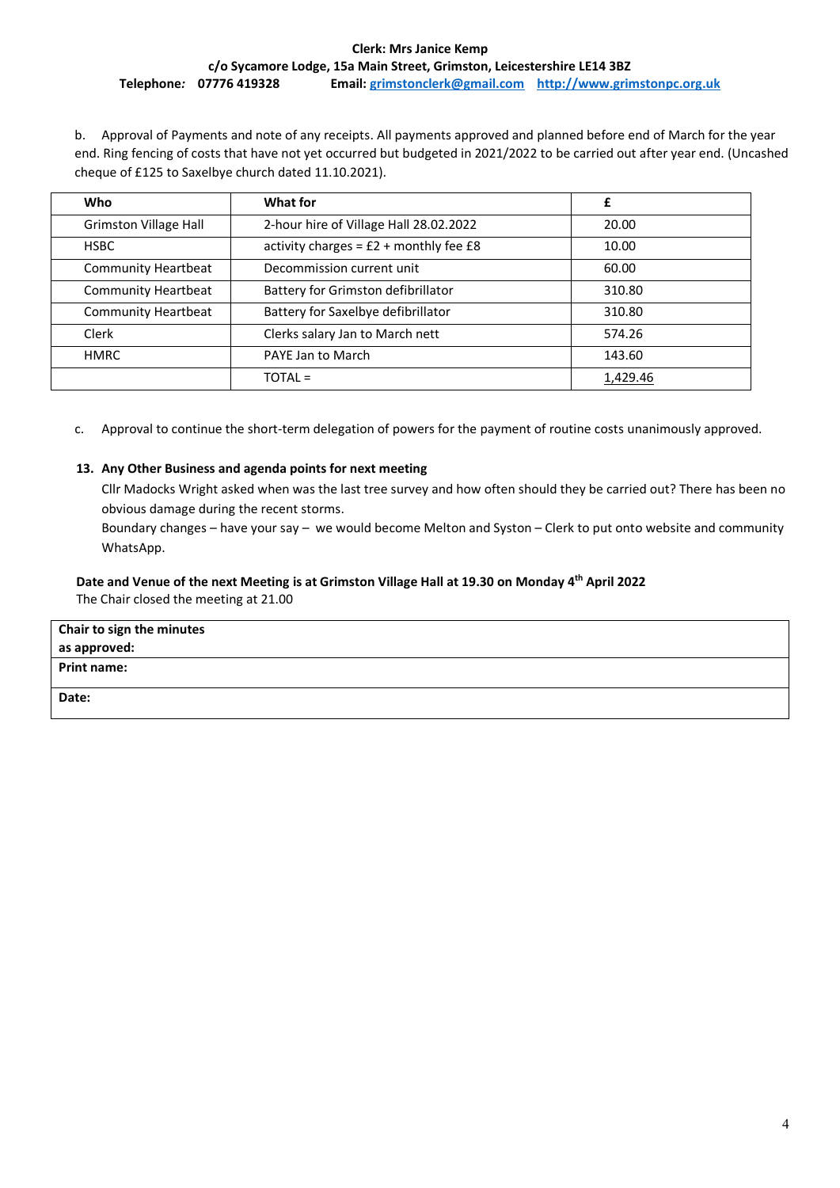**Clerk: Mrs Janice Kemp**
**c/o Sycamore Lodge, 15a Main Street, Grimston, Leicestershire LE14 3BZ**
**Telephone:** 07776 419328 **Email:** grimstonclerk@gmail.com http://www.grimstonpc.org.uk

b. Approval of Payments and note of any receipts. All payments approved and planned before end of March for the year end. Ring fencing of costs that have not yet occurred but budgeted in 2021/2022 to be carried out after year end. (Uncashed cheque of £125 to Saxelbye church dated 11.10.2021).

| Who | What for | £ |
|---|---|---|
| Grimston Village Hall | 2-hour hire of Village Hall 28.02.2022 | 20.00 |
| HSBC | activity charges = £2 + monthly fee £8 | 10.00 |
| Community Heartbeat | Decommission current unit | 60.00 |
| Community Heartbeat | Battery for Grimston defibrillator | 310.80 |
| Community Heartbeat | Battery for Saxelbye defibrillator | 310.80 |
| Clerk | Clerks salary Jan to March nett | 574.26 |
| HMRC | PAYE Jan to March | 143.60 |
| | TOTAL = | 1,429.46 |

c. Approval to continue the short-term delegation of powers for the payment of routine costs unanimously approved.

**13. Any Other Business and agenda points for next meeting**

Cllr Madocks Wright asked when was the last tree survey and how often should they be carried out? There has been no obvious damage during the recent storms.

Boundary changes – have your say – we would become Melton and Syston – Clerk to put onto website and community WhatsApp.

**Date and Venue of the next Meeting is at Grimston Village Hall at 19.30 on Monday 4th April 2022**

The Chair closed the meeting at 21.00

| | |
|---|---|
| **Chair to sign the minutes as approved:** | |
| **Print name:** | |
| **Date:** | |